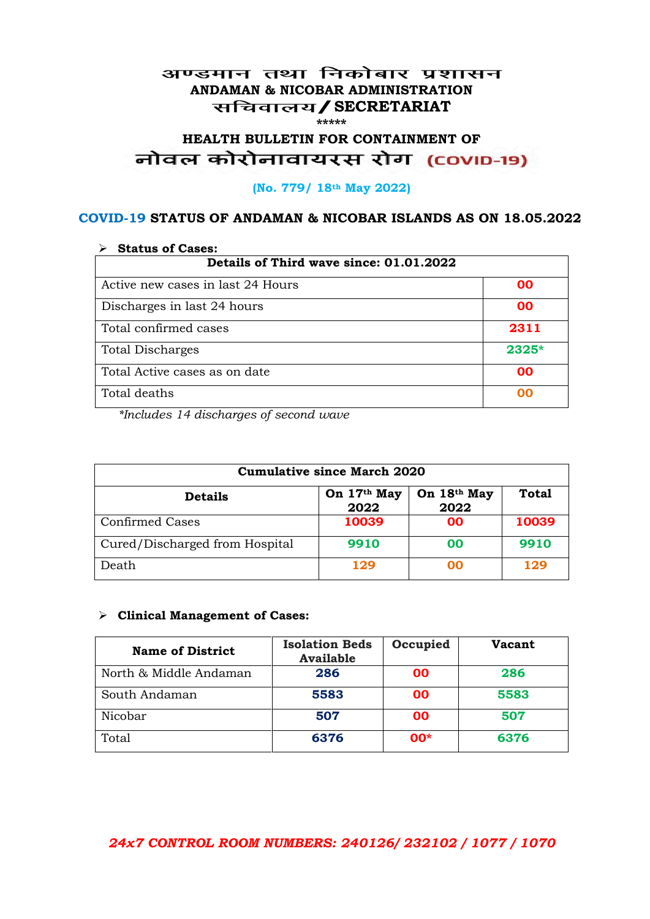# अण्डमान तथा निकोबार प्रशासन
## ANDAMAN & NICOBAR ADMINISTRATION
## सचिवालय / SECRETARIAT

*****

### HEALTH BULLETIN FOR CONTAINMENT OF
### नोवल कोरोनावायरस रोग (COVID-19)

**(No. 779/ 18th May 2022)**

### COVID-19 STATUS OF ANDAMAN & NICOBAR ISLANDS AS ON 18.05.2022

➢ **Status of Cases:**

| Details of Third wave since: 01.01.2022 | |
|---|---|
| Active new cases in last 24 Hours | 00 |
| Discharges in last 24 hours | 00 |
| Total confirmed cases | 2311 |
| Total Discharges | 2325* |
| Total Active cases as on date | 00 |
| Total deaths | 00 |

*\*Includes 14 discharges of second wave*

| Cumulative since March 2020 | | | |
|---|---|---|---|
| **Details** | **On 17th May 2022** | **On 18th May 2022** | **Total** |
| Confirmed Cases | 10039 | 00 | 10039 |
| Cured/Discharged from Hospital | 9910 | 00 | 9910 |
| Death | 129 | 00 | 129 |

➢ **Clinical Management of Cases:**

| Name of District | Isolation Beds Available | Occupied | Vacant |
|---|---|---|---|
| North & Middle Andaman | 286 | 00 | 286 |
| South Andaman | 5583 | 00 | 5583 |
| Nicobar | 507 | 00 | 507 |
| Total | 6376 | 00* | 6376 |

***24x7 CONTROL ROOM NUMBERS: 240126/ 232102 / 1077 / 1070***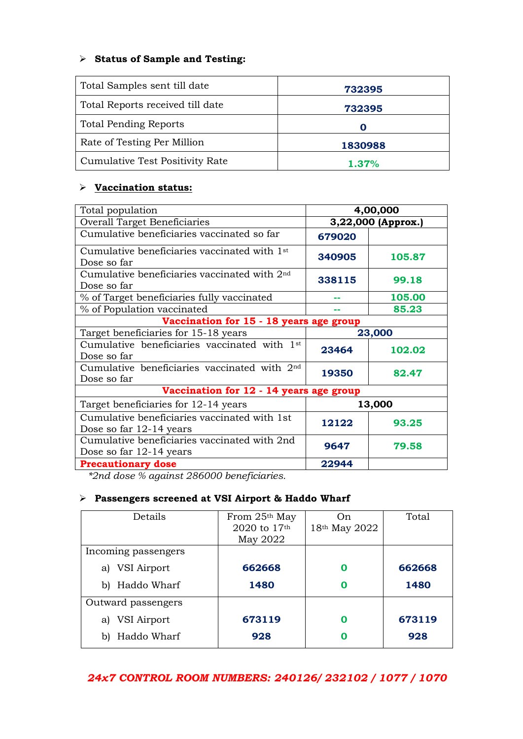- **Status of Sample and Testing:**

| | |
|---|---|
| Total Samples sent till date | 732395 |
| Total Reports received till date | 732395 |
| Total Pending Reports | 0 |
| Rate of Testing Per Million | 1830988 |
| Cumulative Test Positivity Rate | 1.37% |

- **Vaccination status:**

| | | |
|---|---|---|
| Total population | 4,00,000 | |
| Overall Target Beneficiaries | 3,22,000 (Approx.) | |
| Cumulative beneficiaries vaccinated so far | 679020 | |
| Cumulative beneficiaries vaccinated with 1st Dose so far | 340905 | 105.87 |
| Cumulative beneficiaries vaccinated with 2nd Dose so far | 338115 | 99.18 |
| % of Target beneficiaries fully vaccinated | -- | 105.00 |
| % of Population vaccinated | -- | 85.23 |
| **Vaccination for 15 - 18 years age group** | | |
| Target beneficiaries for 15-18 years | 23,000 | |
| Cumulative beneficiaries vaccinated with 1st Dose so far | 23464 | 102.02 |
| Cumulative beneficiaries vaccinated with 2nd Dose so far | 19350 | 82.47 |
| **Vaccination for 12 - 14 years age group** | | |
| Target beneficiaries for 12-14 years | 13,000 | |
| Cumulative beneficiaries vaccinated with 1st Dose so far 12-14 years | 12122 | 93.25 |
| Cumulative beneficiaries vaccinated with 2nd Dose so far 12-14 years | 9647 | 79.58 |
| **Precautionary dose** | 22944 | |

*\*2nd dose % against 286000 beneficiaries.*

- **Passengers screened at VSI Airport & Haddo Wharf**

| Details | From 25th May 2020 to 17th May 2022 | On 18th May 2022 | Total |
|---|---|---|---|
| Incoming passengers | | | |
| a) VSI Airport | 662668 | 0 | 662668 |
| b) Haddo Wharf | 1480 | 0 | 1480 |
| Outward passengers | | | |
| a) VSI Airport | 673119 | 0 | 673119 |
| b) Haddo Wharf | 928 | 0 | 928 |

***24x7 CONTROL ROOM NUMBERS: 240126/ 232102 / 1077 / 1070***